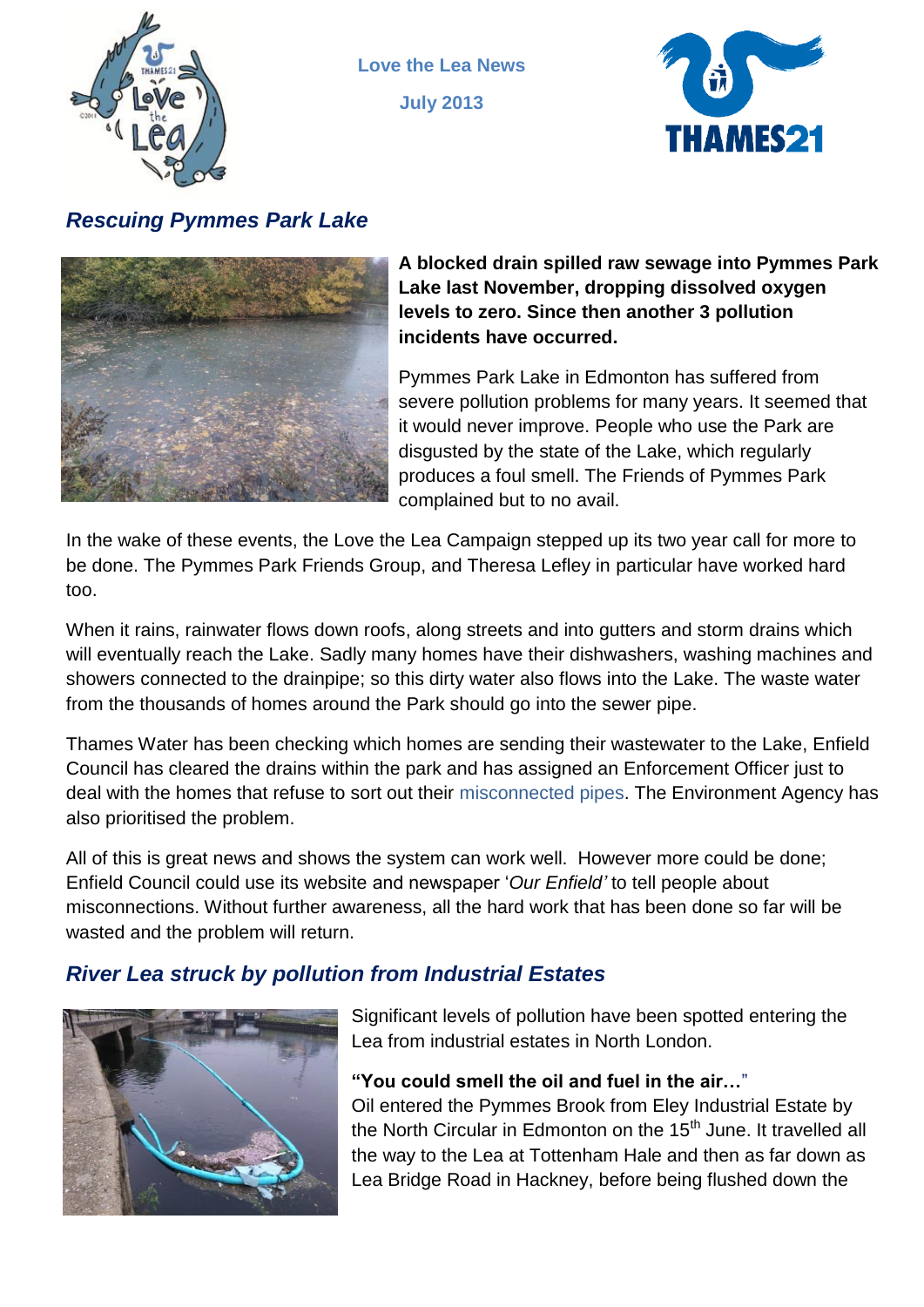Love the Lea News

July 2013

## *Rescuing Pymmes Park Lake*

**A blocked drain spilled raw sewage into Pymmes Park Lake last November, dropping dissolved oxygen levels to zero. Since then another 3 pollution incidents have occurred.**

Pymmes Park Lake in Edmonton has suffered from severe pollution problems for many years. It seemed that it would never improve. People who use the Park are disgusted by the state of the Lake, which regularly produces a foul smell. The Friends of Pymmes Park complained but to no avail.

In the wake of these events, the Love the Lea Campaign stepped up its two year call for more to be done. The Pymmes Park Friends Group, and Theresa Lefley in particular have worked hard too.

When it rains, rainwater flows down roofs, along streets and into gutters and storm drains which will eventually reach the Lake. Sadly many homes have their dishwashers, washing machines and showers connected to the drainpipe; so this dirty water also flows into the Lake. The waste water from the thousands of homes around the Park should go into the sewer pipe.

Thames Water has been checking which homes are sending their wastewater to the Lake, Enfield Council has cleared the drains within the park and has assigned an Enforcement Officer just to deal with the homes that refuse to sort out their misconnected pipes. The Environment Agency has also prioritised the problem.

All of this is great news and shows the system can work well. However more could be done; Enfield Council could use its website and newspaper '*Our Enfield'* to tell people about misconnections. Without further awareness, all the hard work that has been done so far will be wasted and the problem will return.

## *River Lea struck by pollution from Industrial Estates*

Significant levels of pollution have been spotted entering the Lea from industrial estates in North London.

**"You could smell the oil and fuel in the air…"**

Oil entered the Pymmes Brook from Eley Industrial Estate by the North Circular in Edmonton on the 15th June. It travelled all the way to the Lea at Tottenham Hale and then as far down as Lea Bridge Road in Hackney, before being flushed down the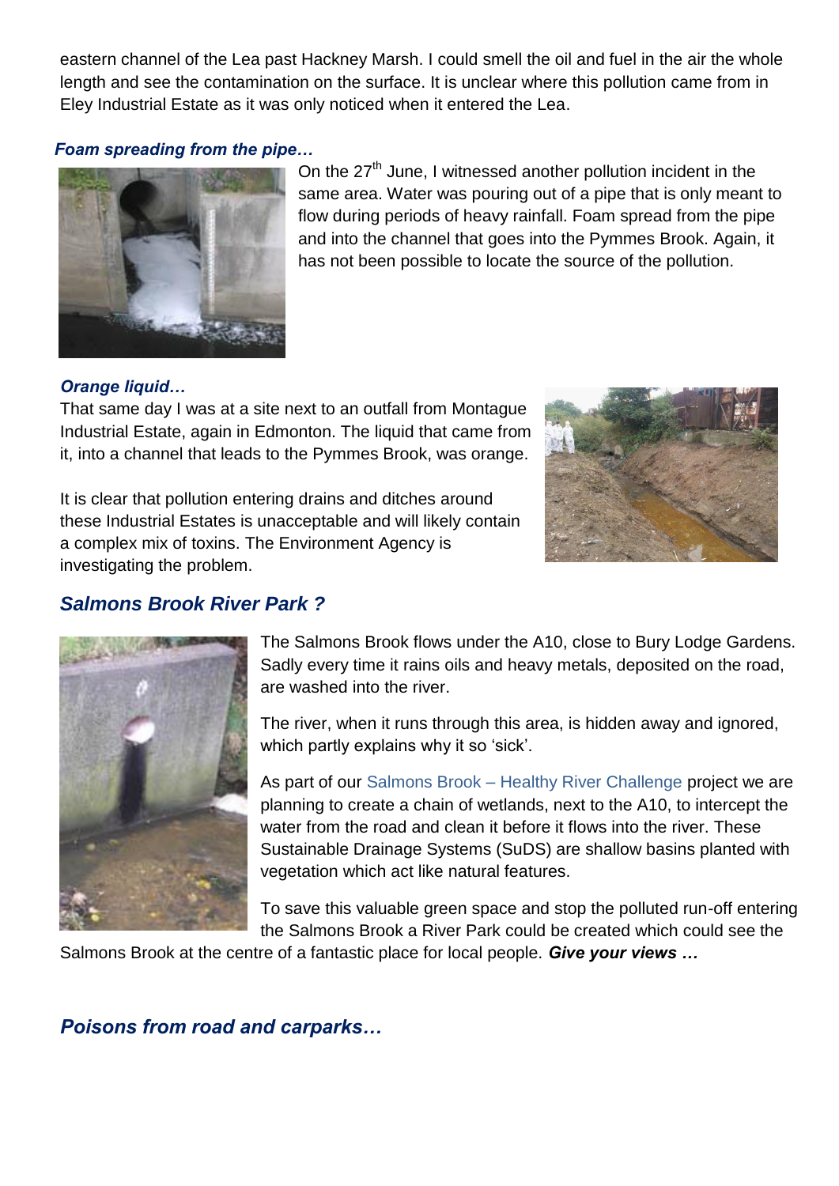eastern channel of the Lea past Hackney Marsh. I could smell the oil and fuel in the air the whole length and see the contamination on the surface. It is unclear where this pollution came from in Eley Industrial Estate as it was only noticed when it entered the Lea.

***Foam spreading from the pipe…***

On the 27th June, I witnessed another pollution incident in the same area. Water was pouring out of a pipe that is only meant to flow during periods of heavy rainfall. Foam spread from the pipe and into the channel that goes into the Pymmes Brook. Again, it has not been possible to locate the source of the pollution.

***Orange liquid…***

That same day I was at a site next to an outfall from Montague Industrial Estate, again in Edmonton. The liquid that came from it, into a channel that leads to the Pymmes Brook, was orange.

It is clear that pollution entering drains and ditches around these Industrial Estates is unacceptable and will likely contain a complex mix of toxins. The Environment Agency is investigating the problem.

## *Salmons Brook River Park ?*

The Salmons Brook flows under the A10, close to Bury Lodge Gardens. Sadly every time it rains oils and heavy metals, deposited on the road, are washed into the river.

The river, when it runs through this area, is hidden away and ignored, which partly explains why it so 'sick'.

As part of our Salmons Brook – Healthy River Challenge project we are planning to create a chain of wetlands, next to the A10, to intercept the water from the road and clean it before it flows into the river. These Sustainable Drainage Systems (SuDS) are shallow basins planted with vegetation which act like natural features.

To save this valuable green space and stop the polluted run-off entering the Salmons Brook a River Park could be created which could see the Salmons Brook at the centre of a fantastic place for local people. ***Give your views …***

## *Poisons from road and carparks…*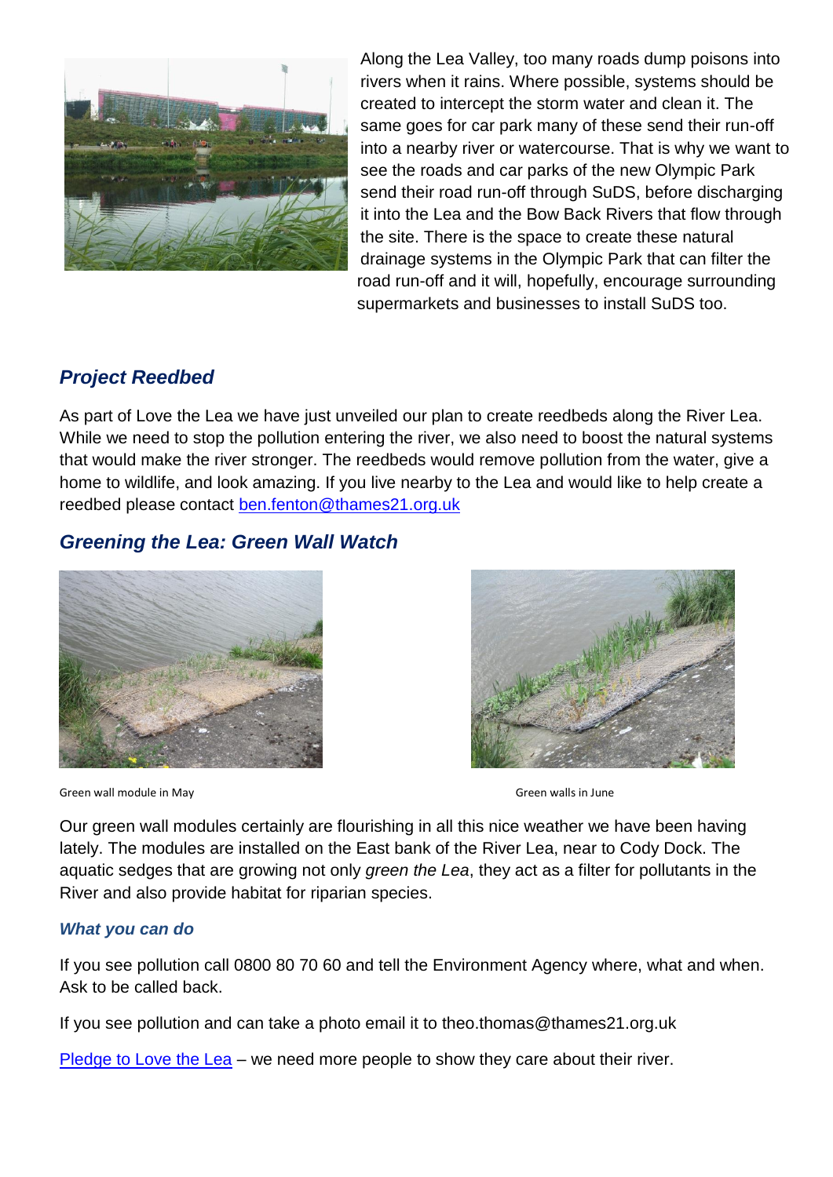Along the Lea Valley, too many roads dump poisons into rivers when it rains. Where possible, systems should be created to intercept the storm water and clean it. The same goes for car park many of these send their run-off into a nearby river or watercourse. That is why we want to see the roads and car parks of the new Olympic Park send their road run-off through SuDS, before discharging it into the Lea and the Bow Back Rivers that flow through the site. There is the space to create these natural drainage systems in the Olympic Park that can filter the road run-off and it will, hopefully, encourage surrounding supermarkets and businesses to install SuDS too.

## *Project Reedbed*

As part of Love the Lea we have just unveiled our plan to create reedbeds along the River Lea. While we need to stop the pollution entering the river, we also need to boost the natural systems that would make the river stronger. The reedbeds would remove pollution from the water, give a home to wildlife, and look amazing. If you live nearby to the Lea and would like to help create a reedbed please contact [ben.fenton@thames21.org.uk](mailto:ben.fenton@thames21.org.uk)

## *Greening the Lea: Green Wall Watch*

Green wall module in May

Green walls in June

Our green wall modules certainly are flourishing in all this nice weather we have been having lately. The modules are installed on the East bank of the River Lea, near to Cody Dock. The aquatic sedges that are growing not only *green the Lea*, they act as a filter for pollutants in the River and also provide habitat for riparian species.

### *What you can do*

If you see pollution call 0800 80 70 60 and tell the Environment Agency where, what and when. Ask to be called back.

If you see pollution and can take a photo email it to theo.thomas@thames21.org.uk

[Pledge to Love the Lea](#) – we need more people to show they care about their river.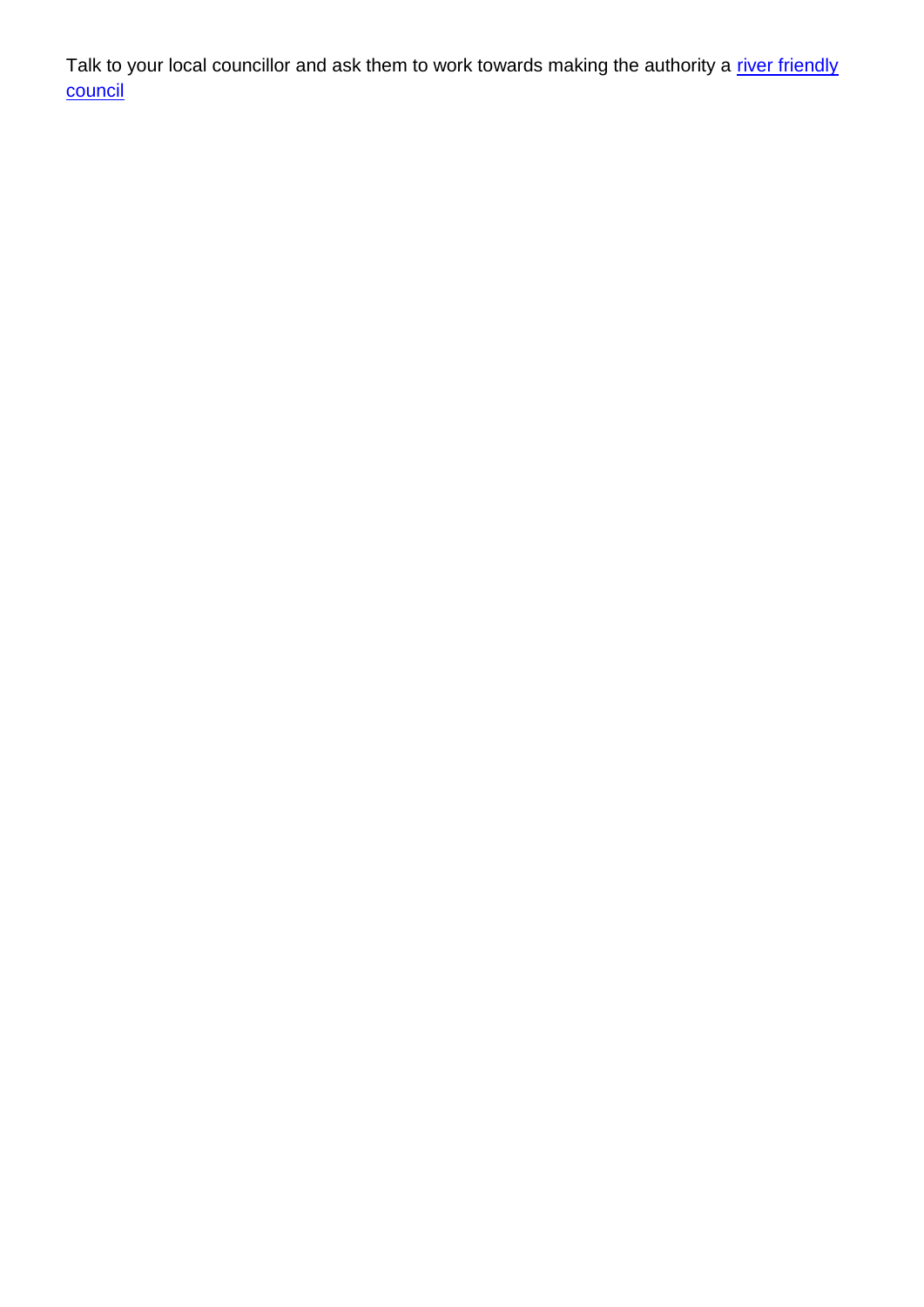Talk to your local councillor and ask them to work towards making the authority a river friendly council